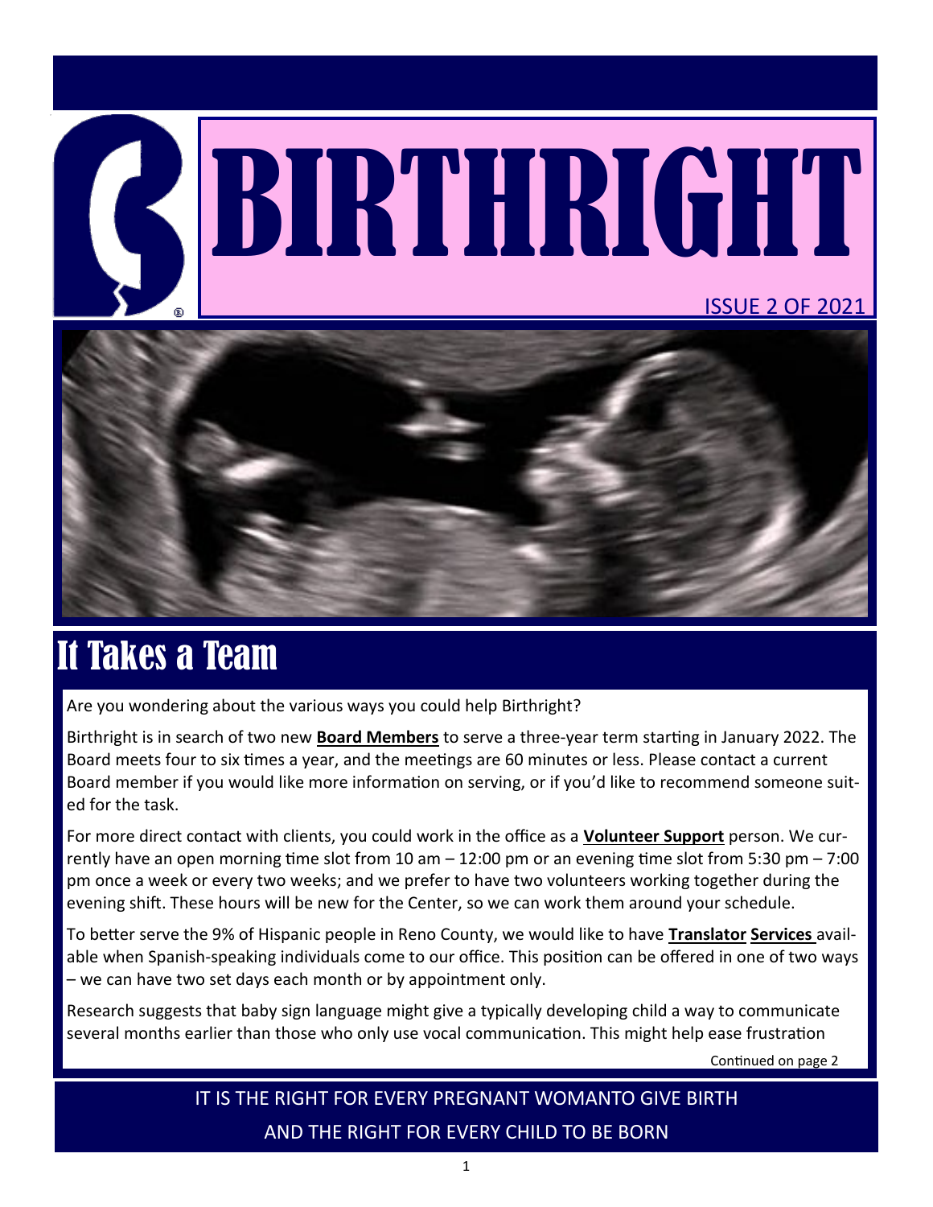# BIRTHRIGHT

ISSUE 2 OF 2021

## It Takes a Team

Are you wondering about the various ways you could help Birthright?

Birthright is in search of two new **Board Members** to serve a three-year term starting in January 2022. The Board meets four to six times a year, and the meetings are 60 minutes or less. Please contact a current Board member if you would like more information on serving, or if you'd like to recommend someone suited for the task.

For more direct contact with clients, you could work in the office as a **Volunteer Support** person. We currently have an open morning time slot from 10 am – 12:00 pm or an evening time slot from 5:30 pm – 7:00 pm once a week or every two weeks; and we prefer to have two volunteers working together during the evening shift. These hours will be new for the Center, so we can work them around your schedule.

To better serve the 9% of Hispanic people in Reno County, we would like to have **Translator Services** available when Spanish-speaking individuals come to our office. This position can be offered in one of two ways – we can have two set days each month or by appointment only.

Research suggests that baby sign language might give a typically developing child a way to communicate several months earlier than those who only use vocal communication. This might help ease frustration

Continued on page 2

IT IS THE RIGHT FOR EVERY PREGNANT WOMANTO GIVE BIRTH AND THE RIGHT FOR EVERY CHILD TO BE BORN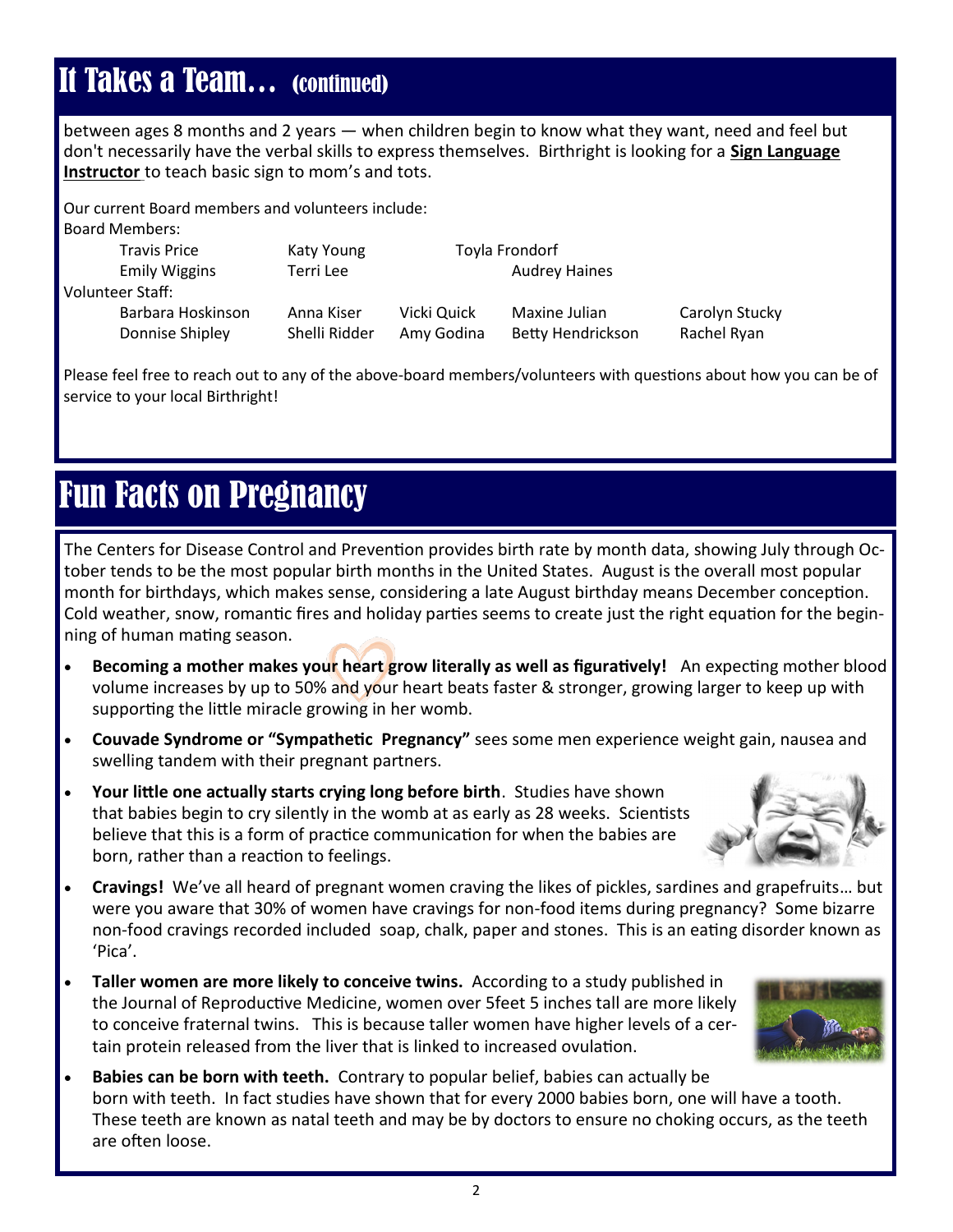# It Takes a Team… (continued)

between ages 8 months and 2 years — when children begin to know what they want, need and feel but don't necessarily have the verbal skills to express themselves. Birthright is looking for a **Sign Language Instructor** to teach basic sign to mom's and tots.

Our current Board members and volunteers include:

Board Members:

| | | |
|---|---|---|
| Travis Price | Katy Young | Toyla Frondorf |
| Emily Wiggins | Terri Lee | Audrey Haines |

Volunteer Staff:

| | | | | |
|---|---|---|---|---|
| Barbara Hoskinson | Anna Kiser | Vicki Quick | Maxine Julian | Carolyn Stucky |
| Donnise Shipley | Shelli Ridder | Amy Godina | Betty Hendrickson | Rachel Ryan |

Please feel free to reach out to any of the above-board members/volunteers with questions about how you can be of service to your local Birthright!

# Fun Facts on Pregnancy

The Centers for Disease Control and Prevention provides birth rate by month data, showing July through October tends to be the most popular birth months in the United States. August is the overall most popular month for birthdays, which makes sense, considering a late August birthday means December conception. Cold weather, snow, romantic fires and holiday parties seems to create just the right equation for the beginning of human mating season.

- **Becoming a mother makes your heart grow literally as well as figuratively!** An expecting mother blood volume increases by up to 50% and your heart beats faster & stronger, growing larger to keep up with supporting the little miracle growing in her womb.
- **Couvade Syndrome or "Sympathetic Pregnancy"** sees some men experience weight gain, nausea and swelling tandem with their pregnant partners.
- **Your little one actually starts crying long before birth**. Studies have shown that babies begin to cry silently in the womb at as early as 28 weeks. Scientists believe that this is a form of practice communication for when the babies are born, rather than a reaction to feelings.
- **Cravings!** We've all heard of pregnant women craving the likes of pickles, sardines and grapefruits… but were you aware that 30% of women have cravings for non-food items during pregnancy? Some bizarre non-food cravings recorded included soap, chalk, paper and stones. This is an eating disorder known as 'Pica'.
- **Taller women are more likely to conceive twins.** According to a study published in the Journal of Reproductive Medicine, women over 5feet 5 inches tall are more likely to conceive fraternal twins. This is because taller women have higher levels of a certain protein released from the liver that is linked to increased ovulation.
- **Babies can be born with teeth.** Contrary to popular belief, babies can actually be born with teeth. In fact studies have shown that for every 2000 babies born, one will have a tooth. These teeth are known as natal teeth and may be by doctors to ensure no choking occurs, as the teeth are often loose.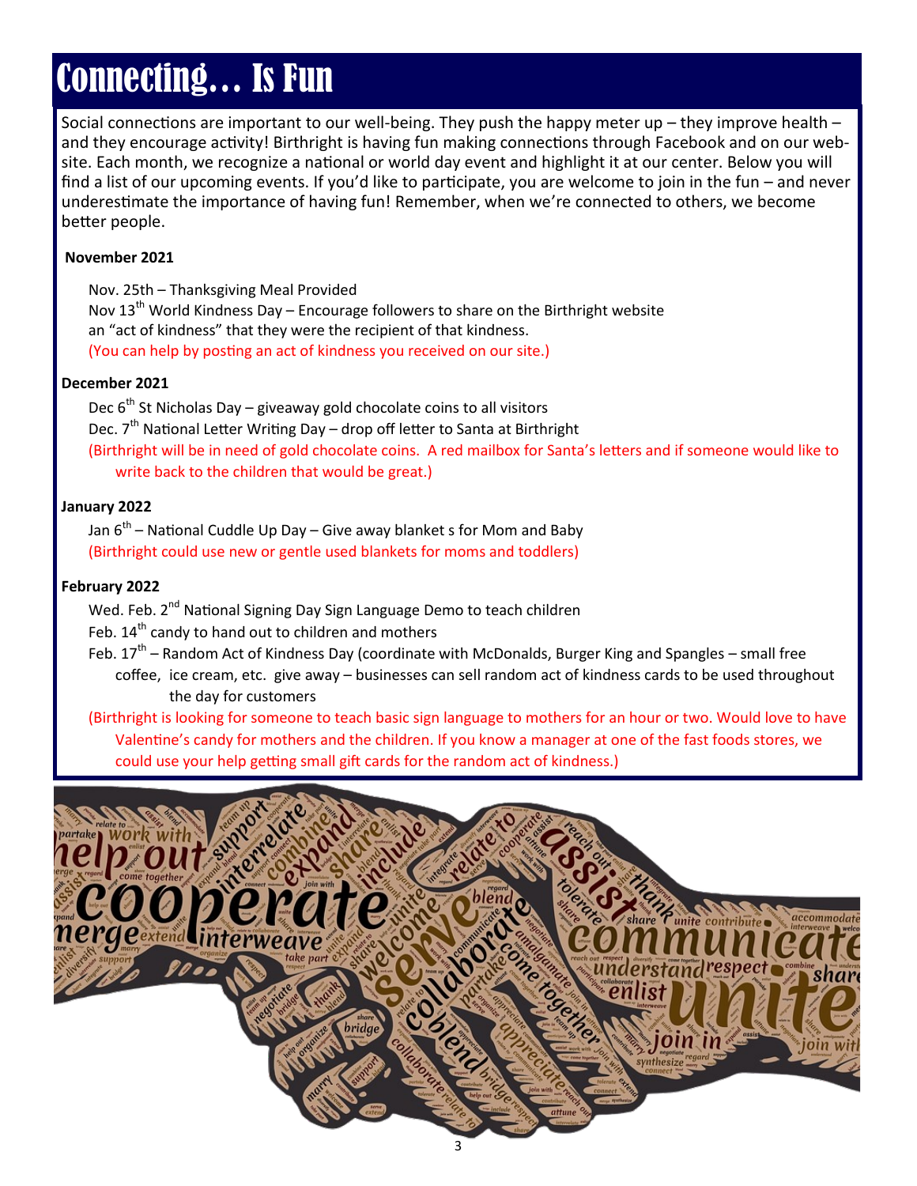# Connecting… Is Fun

Social connections are important to our well-being. They push the happy meter up – they improve health – and they encourage activity! Birthright is having fun making connections through Facebook and on our website. Each month, we recognize a national or world day event and highlight it at our center. Below you will find a list of our upcoming events. If you'd like to participate, you are welcome to join in the fun – and never underestimate the importance of having fun! Remember, when we're connected to others, we become better people.

**November 2021**

Nov. 25th – Thanksgiving Meal Provided
Nov 13th World Kindness Day – Encourage followers to share on the Birthright website an "act of kindness" that they were the recipient of that kindness.
(You can help by posting an act of kindness you received on our site.)

**December 2021**

Dec 6th St Nicholas Day – giveaway gold chocolate coins to all visitors
Dec. 7th National Letter Writing Day – drop off letter to Santa at Birthright
(Birthright will be in need of gold chocolate coins. A red mailbox for Santa's letters and if someone would like to write back to the children that would be great.)

**January 2022**

Jan 6th – National Cuddle Up Day – Give away blanket s for Mom and Baby
(Birthright could use new or gentle used blankets for moms and toddlers)

**February 2022**

Wed. Feb. 2nd National Signing Day Sign Language Demo to teach children
Feb. 14th candy to hand out to children and mothers
Feb. 17th – Random Act of Kindness Day (coordinate with McDonalds, Burger King and Spangles – small free coffee, ice cream, etc. give away – businesses can sell random act of kindness cards to be used throughout the day for customers
(Birthright is looking for someone to teach basic sign language to mothers for an hour or two. Would love to have Valentine's candy for mothers and the children. If you know a manager at one of the fast foods stores, we could use your help getting small gift cards for the random act of kindness.)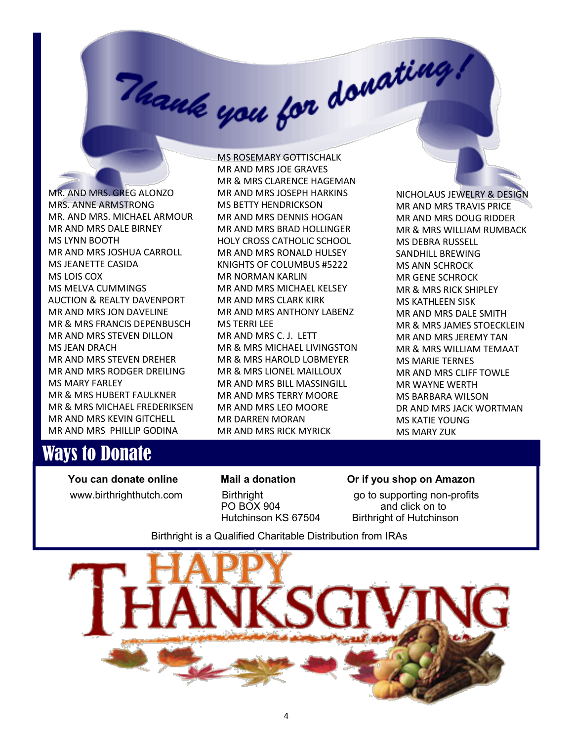# Thank you for donating!

MR. AND MRS. GREG ALONZO
MRS. ANNE ARMSTRONG
MR. AND MRS. MICHAEL ARMOUR
MR AND MRS DALE BIRNEY
MS LYNN BOOTH
MR AND MRS JOSHUA CARROLL
MS JEANETTE CASIDA
MS LOIS COX
MS MELVA CUMMINGS
AUCTION & REALTY DAVENPORT
MR AND MRS JON DAVELINE
MR & MRS FRANCIS DEPENBUSCH
MR AND MRS STEVEN DILLON
MS JEAN DRACH
MR AND MRS STEVEN DREHER
MR AND MRS RODGER DREILING
MS MARY FARLEY
MR & MRS HUBERT FAULKNER
MR & MRS MICHAEL FREDERIKSEN
MR AND MRS KEVIN GITCHELL
MR AND MRS PHILLIP GODINA
MS ROSEMARY GOTTISCHALK
MR AND MRS JOE GRAVES
MR & MRS CLARENCE HAGEMAN
MR AND MRS JOSEPH HARKINS
MS BETTY HENDRICKSON
MR AND MRS DENNIS HOGAN
MR AND MRS BRAD HOLLINGER
HOLY CROSS CATHOLIC SCHOOL
MR AND MRS RONALD HULSEY
KNIGHTS OF COLUMBUS #5222
MR NORMAN KARLIN
MR AND MRS MICHAEL KELSEY
MR AND MRS CLARK KIRK
MR AND MRS ANTHONY LABENZ
MS TERRI LEE
MR AND MRS C. J. LETT
MR & MRS MICHAEL LIVINGSTON
MR & MRS HAROLD LOBMEYER
MR & MRS LIONEL MAILLOUX
MR AND MRS BILL MASSINGILL
MR AND MRS TERRY MOORE
MR AND MRS LEO MOORE
MR DARREN MORAN
MR AND MRS RICK MYRICK
NICHOLAUS JEWELRY & DESIGN
MR AND MRS TRAVIS PRICE
MR AND MRS DOUG RIDDER
MR & MRS WILLIAM RUMBACK
MS DEBRA RUSSELL
SANDHILL BREWING
MS ANN SCHROCK
MR GENE SCHROCK
MR & MRS RICK SHIPLEY
MS KATHLEEN SISK
MR AND MRS DALE SMITH
MR & MRS JAMES STOECKLEIN
MR AND MRS JEREMY TAN
MR & MRS WILLIAM TEMAAT
MS MARIE TERNES
MR AND MRS CLIFF TOWLE
MR WAYNE WERTH
MS BARBARA WILSON
DR AND MRS JACK WORTMAN
MS KATIE YOUNG
MS MARY ZUK

## Ways to Donate

**You can donate online**
www.birthrighthutch.com

**Mail a donation**
Birthright
PO BOX 904
Hutchinson KS 67504

**Or if you shop on Amazon**
go to supporting non-profits
and click on to
Birthright of Hutchinson

Birthright is a Qualified Charitable Distribution from IRAs

# HAPPY THANKSGIVING